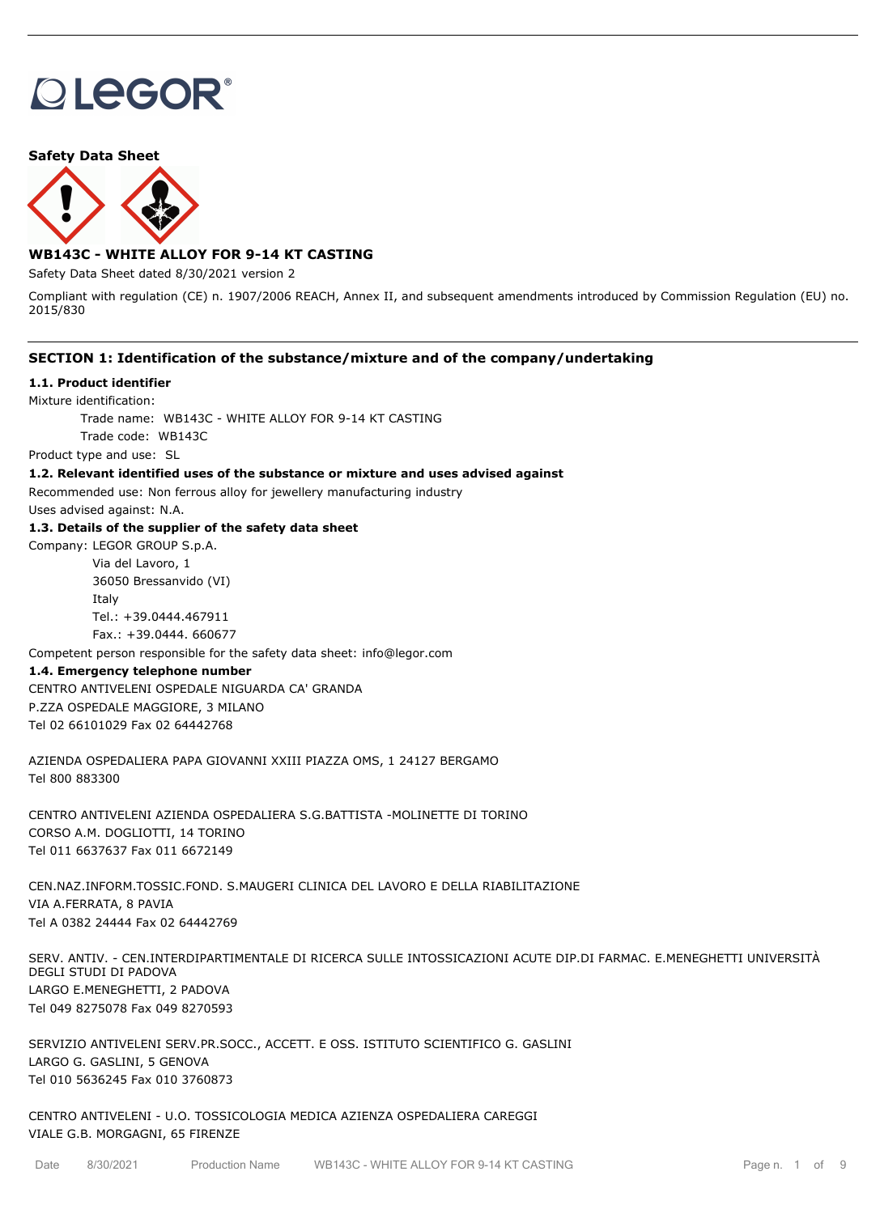LEGOR®

**Safety Data Sheet**

## WB143C - WHITE ALLOY FOR 9-14 KT CASTING

Safety Data Sheet dated 8/30/2021 version 2

Compliant with regulation (CE) n. 1907/2006 REACH, Annex II, and subsequent amendments introduced by Commission Regulation (EU) no. 2015/830

## SECTION 1: Identification of the substance/mixture and of the company/undertaking

### 1.1. Product identifier

Mixture identification:

Trade name: WB143C - WHITE ALLOY FOR 9-14 KT CASTING

Trade code: WB143C

Product type and use: SL

### 1.2. Relevant identified uses of the substance or mixture and uses advised against

Recommended use: Non ferrous alloy for jewellery manufacturing industry

Uses advised against: N.A.

### 1.3. Details of the supplier of the safety data sheet

Company: LEGOR GROUP S.p.A.

Via del Lavoro, 1
36050 Bressanvido (VI)
Italy
Tel.: +39.0444.467911
Fax.: +39.0444. 660677

Competent person responsible for the safety data sheet: info@legor.com

### 1.4. Emergency telephone number

CENTRO ANTIVELENI OSPEDALE NIGUARDA CA' GRANDA
P.ZZA OSPEDALE MAGGIORE, 3 MILANO
Tel 02 66101029 Fax 02 64442768

AZIENDA OSPEDALIERA PAPA GIOVANNI XXIII PIAZZA OMS, 1 24127 BERGAMO
Tel 800 883300

CENTRO ANTIVELENI AZIENDA OSPEDALIERA S.G.BATTISTA -MOLINETTE DI TORINO
CORSO A.M. DOGLIOTTI, 14 TORINO
Tel 011 6637637 Fax 011 6672149

CEN.NAZ.INFORM.TOSSIC.FOND. S.MAUGERI CLINICA DEL LAVORO E DELLA RIABILITAZIONE
VIA A.FERRATA, 8 PAVIA
Tel A 0382 24444 Fax 02 64442769

SERV. ANTIV. - CEN.INTERDIPARTIMENTALE DI RICERCA SULLE INTOSSICAZIONI ACUTE DIP.DI FARMAC. E.MENEGHETTI UNIVERSITÀ DEGLI STUDI DI PADOVA
LARGO E.MENEGHETTI, 2 PADOVA
Tel 049 8275078 Fax 049 8270593

SERVIZIO ANTIVELENI SERV.PR.SOCC., ACCETT. E OSS. ISTITUTO SCIENTIFICO G. GASLINI
LARGO G. GASLINI, 5 GENOVA
Tel 010 5636245 Fax 010 3760873

CENTRO ANTIVELENI - U.O. TOSSICOLOGIA MEDICA AZIENZA OSPEDALIERA CAREGGI
VIALE G.B. MORGAGNI, 65 FIRENZE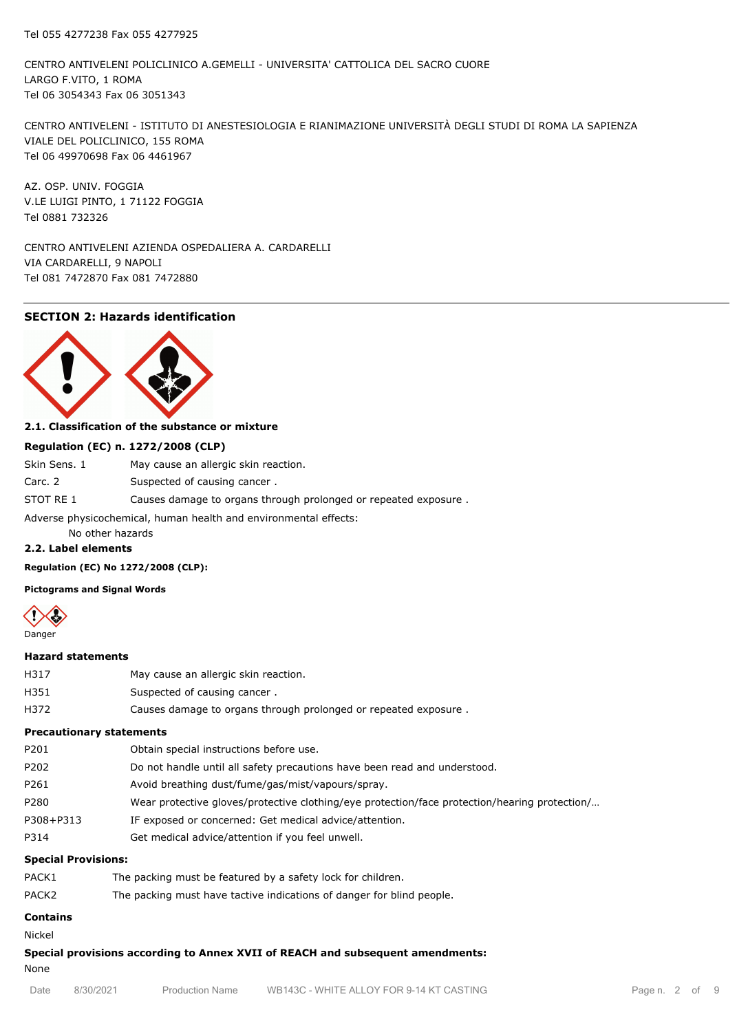Tel 055 4277238 Fax 055 4277925

CENTRO ANTIVELENI POLICLINICO A.GEMELLI - UNIVERSITA' CATTOLICA DEL SACRO CUORE
LARGO F.VITO, 1 ROMA
Tel 06 3054343 Fax 06 3051343

CENTRO ANTIVELENI - ISTITUTO DI ANESTESIOLOGIA E RIANIMAZIONE UNIVERSITÀ DEGLI STUDI DI ROMA LA SAPIENZA
VIALE DEL POLICLINICO, 155 ROMA
Tel 06 49970698 Fax 06 4461967

AZ. OSP. UNIV. FOGGIA
V.LE LUIGI PINTO, 1 71122 FOGGIA
Tel 0881 732326

CENTRO ANTIVELENI AZIENDA OSPEDALIERA A. CARDARELLI
VIA CARDARELLI, 9 NAPOLI
Tel 081 7472870 Fax 081 7472880

## SECTION 2: Hazards identification

### 2.1. Classification of the substance or mixture

**Regulation (EC) n. 1272/2008 (CLP)**

| | |
|---|---|
| Skin Sens. 1 | May cause an allergic skin reaction. |
| Carc. 2 | Suspected of causing cancer . |
| STOT RE 1 | Causes damage to organs through prolonged or repeated exposure . |

Adverse physicochemical, human health and environmental effects:
No other hazards

### 2.2. Label elements

**Regulation (EC) No 1272/2008 (CLP):**

**Pictograms and Signal Words**

Danger

**Hazard statements**

| | |
|---|---|
| H317 | May cause an allergic skin reaction. |
| H351 | Suspected of causing cancer . |
| H372 | Causes damage to organs through prolonged or repeated exposure . |

**Precautionary statements**

| | |
|---|---|
| P201 | Obtain special instructions before use. |
| P202 | Do not handle until all safety precautions have been read and understood. |
| P261 | Avoid breathing dust/fume/gas/mist/vapours/spray. |
| P280 | Wear protective gloves/protective clothing/eye protection/face protection/hearing protection/… |
| P308+P313 | IF exposed or concerned: Get medical advice/attention. |
| P314 | Get medical advice/attention if you feel unwell. |

**Special Provisions:**

| | |
|---|---|
| PACK1 | The packing must be featured by a safety lock for children. |
| PACK2 | The packing must have tactive indications of danger for blind people. |

**Contains**

Nickel

**Special provisions according to Annex XVII of REACH and subsequent amendments:**

None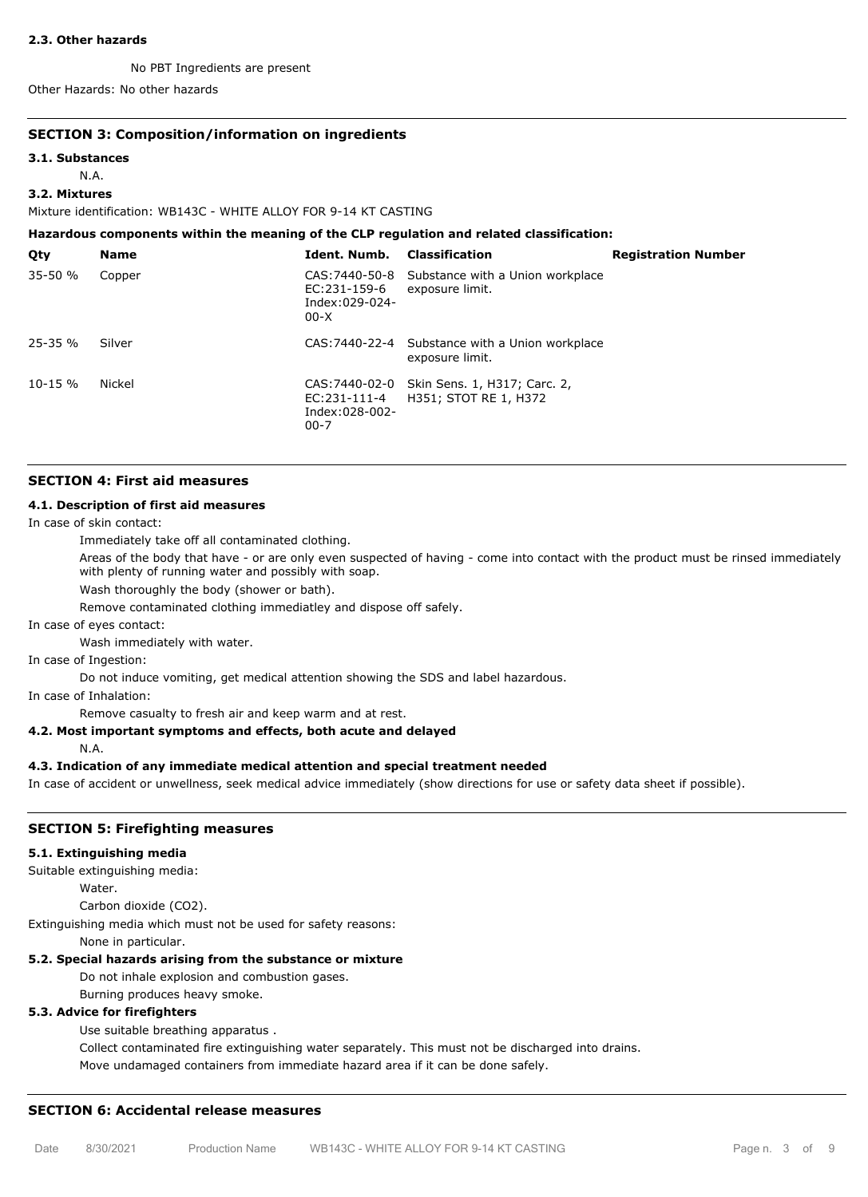#### 2.3. Other hazards

No PBT Ingredients are present

Other Hazards: No other hazards

## SECTION 3: Composition/information on ingredients

#### 3.1. Substances

N.A.

#### 3.2. Mixtures

Mixture identification: WB143C - WHITE ALLOY FOR 9-14 KT CASTING

**Hazardous components within the meaning of the CLP regulation and related classification:**

| Qty | Name | Ident. Numb. | Classification | Registration Number |
| --- | --- | --- | --- | --- |
| 35-50 % | Copper | CAS:7440-50-8 EC:231-159-6 Index:029-024-00-X | Substance with a Union workplace exposure limit. | |
| 25-35 % | Silver | CAS:7440-22-4 | Substance with a Union workplace exposure limit. | |
| 10-15 % | Nickel | CAS:7440-02-0 EC:231-111-4 Index:028-002-00-7 | Skin Sens. 1, H317; Carc. 2, H351; STOT RE 1, H372 | |

## SECTION 4: First aid measures

#### 4.1. Description of first aid measures

In case of skin contact:

Immediately take off all contaminated clothing.

Areas of the body that have - or are only even suspected of having - come into contact with the product must be rinsed immediately with plenty of running water and possibly with soap.

Wash thoroughly the body (shower or bath).

Remove contaminated clothing immediatley and dispose off safely.

In case of eyes contact:

Wash immediately with water.

In case of Ingestion:

Do not induce vomiting, get medical attention showing the SDS and label hazardous.

In case of Inhalation:

Remove casualty to fresh air and keep warm and at rest.

#### 4.2. Most important symptoms and effects, both acute and delayed

N.A.

#### 4.3. Indication of any immediate medical attention and special treatment needed

In case of accident or unwellness, seek medical advice immediately (show directions for use or safety data sheet if possible).

## SECTION 5: Firefighting measures

#### 5.1. Extinguishing media

Suitable extinguishing media:

Water.

Carbon dioxide ($CO_2$).

Extinguishing media which must not be used for safety reasons:

None in particular.

#### 5.2. Special hazards arising from the substance or mixture

Do not inhale explosion and combustion gases.

Burning produces heavy smoke.

#### 5.3. Advice for firefighters

Use suitable breathing apparatus .

Collect contaminated fire extinguishing water separately. This must not be discharged into drains.

Move undamaged containers from immediate hazard area if it can be done safely.

## SECTION 6: Accidental release measures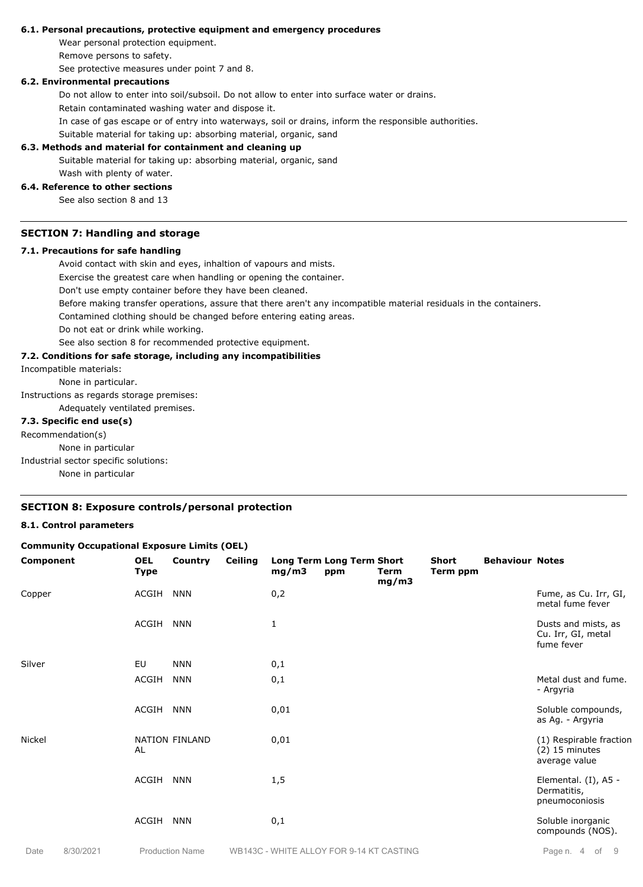### 6.1. Personal precautions, protective equipment and emergency procedures

Wear personal protection equipment.

Remove persons to safety.

See protective measures under point 7 and 8.

### 6.2. Environmental precautions

Do not allow to enter into soil/subsoil. Do not allow to enter into surface water or drains.

Retain contaminated washing water and dispose it.

In case of gas escape or of entry into waterways, soil or drains, inform the responsible authorities.

Suitable material for taking up: absorbing material, organic, sand

### 6.3. Methods and material for containment and cleaning up

Suitable material for taking up: absorbing material, organic, sand

Wash with plenty of water.

### 6.4. Reference to other sections

See also section 8 and 13

## SECTION 7: Handling and storage

### 7.1. Precautions for safe handling

Avoid contact with skin and eyes, inhaltion of vapours and mists.

Exercise the greatest care when handling or opening the container.

Don't use empty container before they have been cleaned.

Before making transfer operations, assure that there aren't any incompatible material residuals in the containers.

Contamined clothing should be changed before entering eating areas.

Do not eat or drink while working.

See also section 8 for recommended protective equipment.

### 7.2. Conditions for safe storage, including any incompatibilities

Incompatible materials:

None in particular.

Instructions as regards storage premises:

Adequately ventilated premises.

### 7.3. Specific end use(s)

Recommendation(s)

None in particular

Industrial sector specific solutions:

None in particular

## SECTION 8: Exposure controls/personal protection

### 8.1. Control parameters

**Community Occupational Exposure Limits (OEL)**

| Component | OEL Type | Country | Ceiling | Long Term mg/m3 | Long Term ppm | Short Term mg/m3 | Short Term ppm | Behaviour | Notes |
|---|---|---|---|---|---|---|---|---|---|
| Copper | ACGIH | NNN | | 0,2 | | | | | Fume, as Cu. Irr, GI, metal fume fever |
| | ACGIH | NNN | | 1 | | | | | Dusts and mists, as Cu. Irr, GI, metal fume fever |
| Silver | EU | NNN | | 0,1 | | | | | |
| | ACGIH | NNN | | 0,1 | | | | | Metal dust and fume. - Argyria |
| | ACGIH | NNN | | 0,01 | | | | | Soluble compounds, as Ag. - Argyria |
| Nickel | NATIONAL | FINLAND | | 0,01 | | | | | (1) Respirable fraction (2) 15 minutes average value |
| | ACGIH | NNN | | 1,5 | | | | | Elemental. (I), A5 - Dermatitis, pneumoconiosis |
| | ACGIH | NNN | | 0,1 | | | | | Soluble inorganic compounds (NOS). |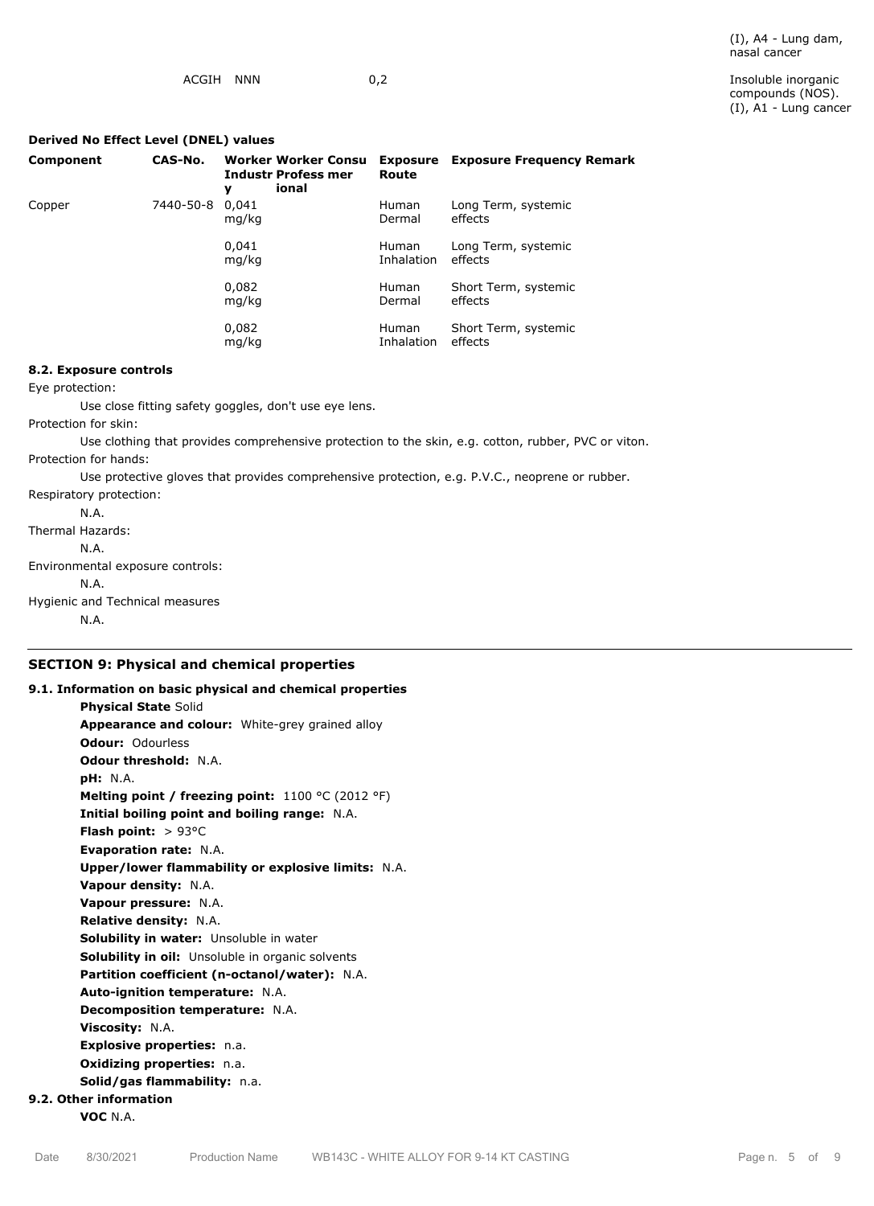| | | | |
|---|---|---|---|
| | | | (I), A4 - Lung dam, nasal cancer |
| ACGIH | NNN | 0,2 | Insoluble inorganic compounds (NOS). (I), A1 - Lung cancer |

**Derived No Effect Level (DNEL) values**

| Component | CAS-No. | Worker Industry | Worker Professional | Consumer | Exposure Route | Exposure Frequency | Remark |
|---|---|---|---|---|---|---|---|
| Copper | 7440-50-8 | 0,041 mg/kg | | | Human Dermal | Long Term, systemic effects | |
| | | 0,041 mg/kg | | | Human Inhalation | Long Term, systemic effects | |
| | | 0,082 mg/kg | | | Human Dermal | Short Term, systemic effects | |
| | | 0,082 mg/kg | | | Human Inhalation | Short Term, systemic effects | |

### 8.2. Exposure controls

Eye protection:

Use close fitting safety goggles, don't use eye lens.

Protection for skin:

Use clothing that provides comprehensive protection to the skin, e.g. cotton, rubber, PVC or viton.

Protection for hands:

Use protective gloves that provides comprehensive protection, e.g. P.V.C., neoprene or rubber.

Respiratory protection:

N.A.

Thermal Hazards:

N.A.

Environmental exposure controls:

N.A.

Hygienic and Technical measures

N.A.

## SECTION 9: Physical and chemical properties

### 9.1. Information on basic physical and chemical properties

**Physical State** Solid
**Appearance and colour:** White-grey grained alloy
**Odour:** Odourless
**Odour threshold:** N.A.
**pH:** N.A.
**Melting point / freezing point:** 1100 °C (2012 °F)
**Initial boiling point and boiling range:** N.A.
**Flash point:** > 93°C
**Evaporation rate:** N.A.
**Upper/lower flammability or explosive limits:** N.A.
**Vapour density:** N.A.
**Vapour pressure:** N.A.
**Relative density:** N.A.
**Solubility in water:** Unsoluble in water
**Solubility in oil:** Unsoluble in organic solvents
**Partition coefficient (n-octanol/water):** N.A.
**Auto-ignition temperature:** N.A.
**Decomposition temperature:** N.A.
**Viscosity:** N.A.
**Explosive properties:** n.a.
**Oxidizing properties:** n.a.
**Solid/gas flammability:** n.a.

### 9.2. Other information

**VOC** N.A.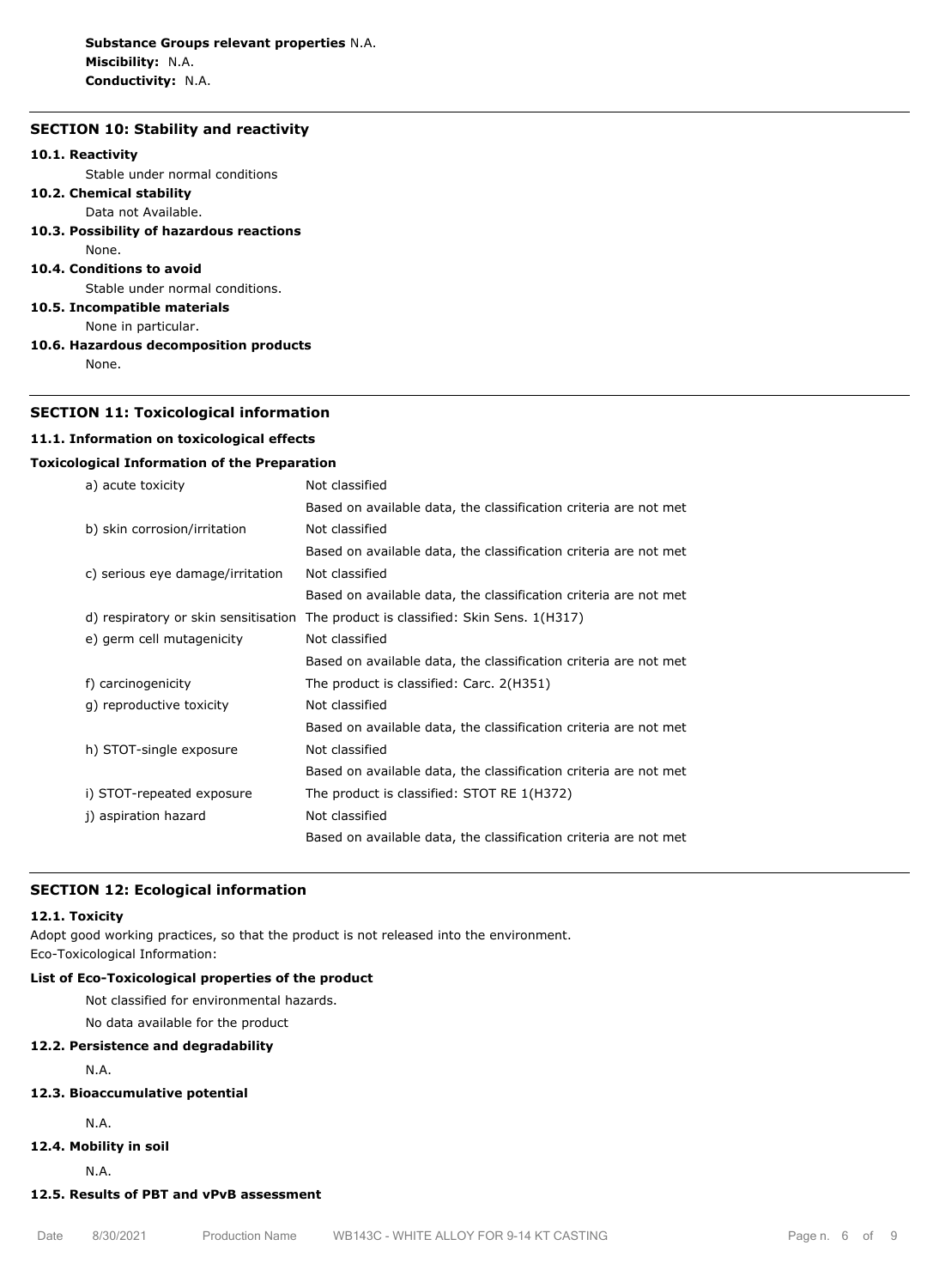**Substance Groups relevant properties** N.A.
**Miscibility:** N.A.
**Conductivity:** N.A.

## SECTION 10: Stability and reactivity

### 10.1. Reactivity

Stable under normal conditions

### 10.2. Chemical stability

Data not Available.

### 10.3. Possibility of hazardous reactions

None.

### 10.4. Conditions to avoid

Stable under normal conditions.

### 10.5. Incompatible materials

None in particular.

### 10.6. Hazardous decomposition products

None.

## SECTION 11: Toxicological information

### 11.1. Information on toxicological effects

**Toxicological Information of the Preparation**

| | |
|---|---|
| a) acute toxicity | Not classified<br>Based on available data, the classification criteria are not met |
| b) skin corrosion/irritation | Not classified<br>Based on available data, the classification criteria are not met |
| c) serious eye damage/irritation | Not classified<br>Based on available data, the classification criteria are not met |
| d) respiratory or skin sensitisation | The product is classified: Skin Sens. 1(H317) |
| e) germ cell mutagenicity | Not classified<br>Based on available data, the classification criteria are not met |
| f) carcinogenicity | The product is classified: Carc. 2(H351) |
| g) reproductive toxicity | Not classified<br>Based on available data, the classification criteria are not met |
| h) STOT-single exposure | Not classified<br>Based on available data, the classification criteria are not met |
| i) STOT-repeated exposure | The product is classified: STOT RE 1(H372) |
| j) aspiration hazard | Not classified<br>Based on available data, the classification criteria are not met |

## SECTION 12: Ecological information

### 12.1. Toxicity

Adopt good working practices, so that the product is not released into the environment.
Eco-Toxicological Information:

**List of Eco-Toxicological properties of the product**

Not classified for environmental hazards.

No data available for the product

### 12.2. Persistence and degradability

N.A.

### 12.3. Bioaccumulative potential

N.A.

### 12.4. Mobility in soil

N.A.

### 12.5. Results of PBT and vPvB assessment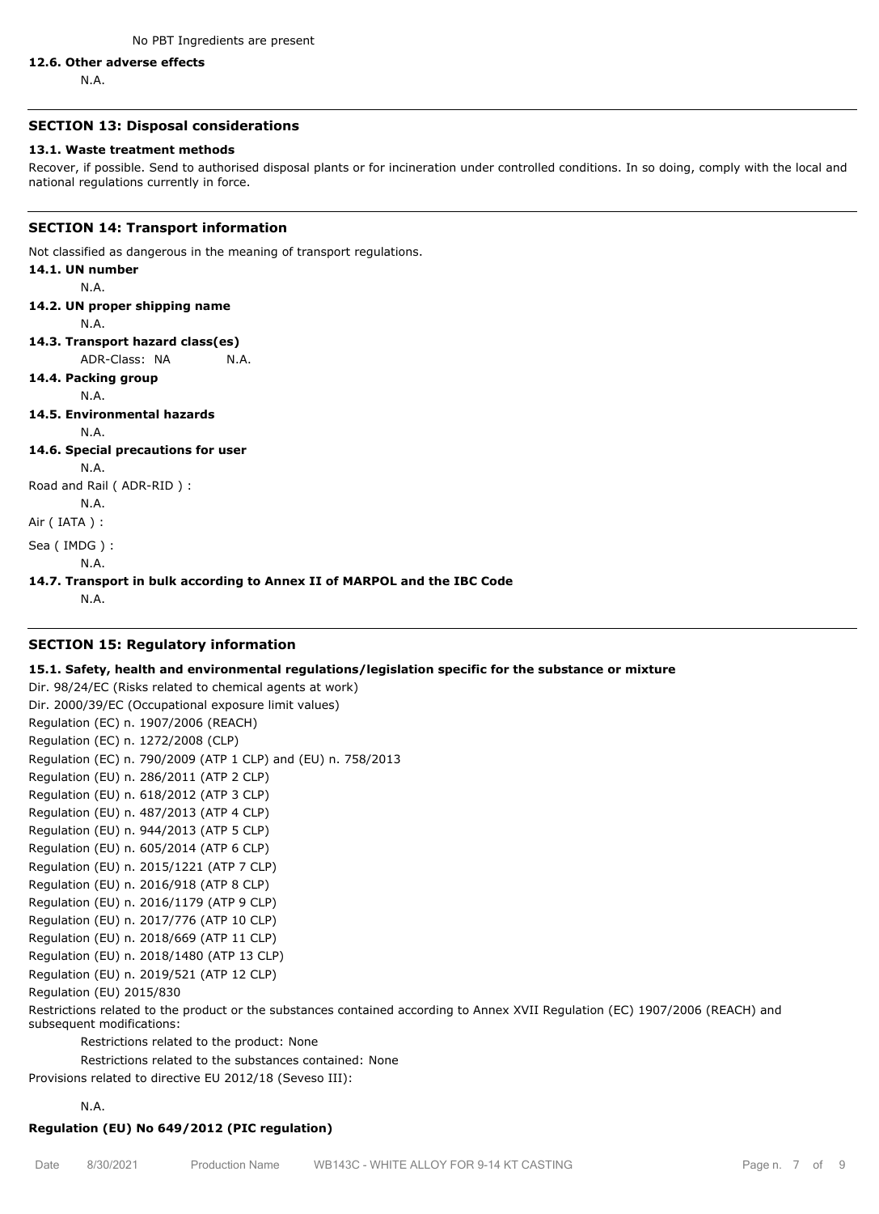No PBT Ingredients are present

**12.6. Other adverse effects**

N.A.

## SECTION 13: Disposal considerations

**13.1. Waste treatment methods**

Recover, if possible. Send to authorised disposal plants or for incineration under controlled conditions. In so doing, comply with the local and national regulations currently in force.

## SECTION 14: Transport information

Not classified as dangerous in the meaning of transport regulations.

**14.1. UN number**

N.A.

**14.2. UN proper shipping name**

N.A.

**14.3. Transport hazard class(es)**

ADR-Class: NA N.A.

**14.4. Packing group**

N.A.

**14.5. Environmental hazards**

N.A.

**14.6. Special precautions for user**

N.A.

Road and Rail ( ADR-RID ) :

N.A.

Air ( IATA ) :

Sea ( IMDG ) :

N.A.

**14.7. Transport in bulk according to Annex II of MARPOL and the IBC Code**

N.A.

## SECTION 15: Regulatory information

**15.1. Safety, health and environmental regulations/legislation specific for the substance or mixture**

Dir. 98/24/EC (Risks related to chemical agents at work)
Dir. 2000/39/EC (Occupational exposure limit values)
Regulation (EC) n. 1907/2006 (REACH)
Regulation (EC) n. 1272/2008 (CLP)
Regulation (EC) n. 790/2009 (ATP 1 CLP) and (EU) n. 758/2013
Regulation (EU) n. 286/2011 (ATP 2 CLP)
Regulation (EU) n. 618/2012 (ATP 3 CLP)
Regulation (EU) n. 487/2013 (ATP 4 CLP)
Regulation (EU) n. 944/2013 (ATP 5 CLP)
Regulation (EU) n. 605/2014 (ATP 6 CLP)
Regulation (EU) n. 2015/1221 (ATP 7 CLP)
Regulation (EU) n. 2016/918 (ATP 8 CLP)
Regulation (EU) n. 2016/1179 (ATP 9 CLP)
Regulation (EU) n. 2017/776 (ATP 10 CLP)
Regulation (EU) n. 2018/669 (ATP 11 CLP)
Regulation (EU) n. 2018/1480 (ATP 13 CLP)
Regulation (EU) n. 2019/521 (ATP 12 CLP)
Regulation (EU) 2015/830

Restrictions related to the product or the substances contained according to Annex XVII Regulation (EC) 1907/2006 (REACH) and subsequent modifications:

Restrictions related to the product: None

Restrictions related to the substances contained: None

Provisions related to directive EU 2012/18 (Seveso III):

N.A.

**Regulation (EU) No 649/2012 (PIC regulation)**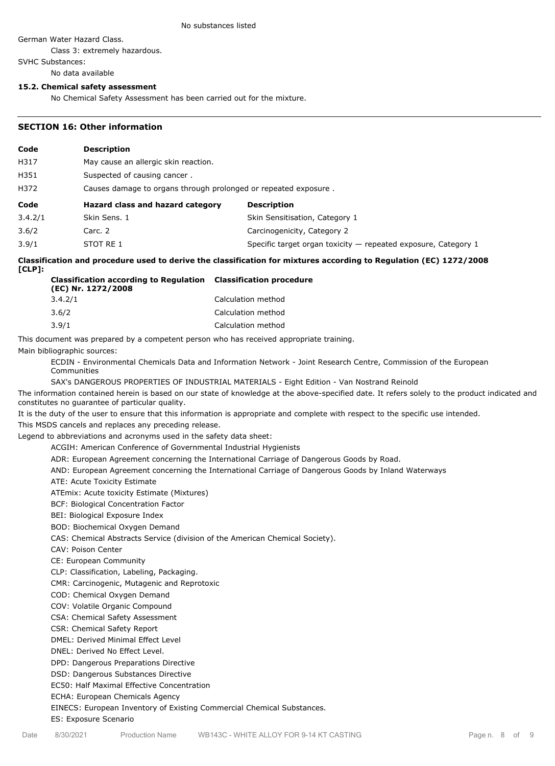No substances listed

German Water Hazard Class.

Class 3: extremely hazardous.

SVHC Substances:

No data available

**15.2. Chemical safety assessment**

No Chemical Safety Assessment has been carried out for the mixture.

## SECTION 16: Other information

| Code | Description |
|---|---|
| H317 | May cause an allergic skin reaction. |
| H351 | Suspected of causing cancer . |
| H372 | Causes damage to organs through prolonged or repeated exposure . |

| Code | Hazard class and hazard category | Description |
|---|---|---|
| 3.4.2/1 | Skin Sens. 1 | Skin Sensitisation, Category 1 |
| 3.6/2 | Carc. 2 | Carcinogenicity, Category 2 |
| 3.9/1 | STOT RE 1 | Specific target organ toxicity — repeated exposure, Category 1 |

**Classification and procedure used to derive the classification for mixtures according to Regulation (EC) 1272/2008 [CLP]:**

| Classification according to Regulation (EC) Nr. 1272/2008 | Classification procedure |
|---|---|
| 3.4.2/1 | Calculation method |
| 3.6/2 | Calculation method |
| 3.9/1 | Calculation method |

This document was prepared by a competent person who has received appropriate training.

Main bibliographic sources:

ECDIN - Environmental Chemicals Data and Information Network - Joint Research Centre, Commission of the European Communities

SAX's DANGEROUS PROPERTIES OF INDUSTRIAL MATERIALS - Eight Edition - Van Nostrand Reinold

The information contained herein is based on our state of knowledge at the above-specified date. It refers solely to the product indicated and constitutes no guarantee of particular quality.

It is the duty of the user to ensure that this information is appropriate and complete with respect to the specific use intended.

This MSDS cancels and replaces any preceding release.

Legend to abbreviations and acronyms used in the safety data sheet:

ACGIH: American Conference of Governmental Industrial Hygienists

ADR: European Agreement concerning the International Carriage of Dangerous Goods by Road.

AND: European Agreement concerning the International Carriage of Dangerous Goods by Inland Waterways

ATE: Acute Toxicity Estimate

ATEmix: Acute toxicity Estimate (Mixtures)

BCF: Biological Concentration Factor

BEI: Biological Exposure Index

BOD: Biochemical Oxygen Demand

CAS: Chemical Abstracts Service (division of the American Chemical Society).

CAV: Poison Center

CE: European Community

CLP: Classification, Labeling, Packaging.

CMR: Carcinogenic, Mutagenic and Reprotoxic

COD: Chemical Oxygen Demand

COV: Volatile Organic Compound

CSA: Chemical Safety Assessment

CSR: Chemical Safety Report

DMEL: Derived Minimal Effect Level

DNEL: Derived No Effect Level.

DPD: Dangerous Preparations Directive

DSD: Dangerous Substances Directive

EC50: Half Maximal Effective Concentration

ECHA: European Chemicals Agency

EINECS: European Inventory of Existing Commercial Chemical Substances.

ES: Exposure Scenario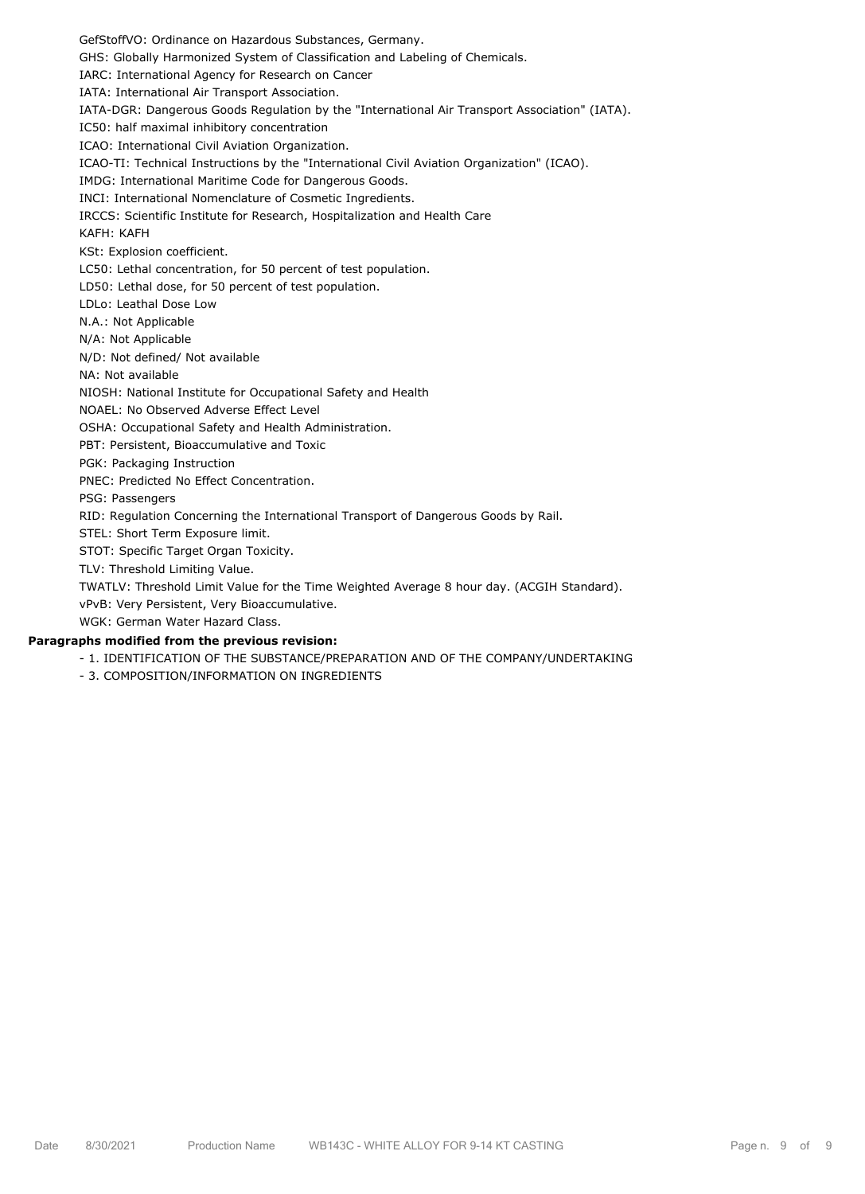GefStoffVO: Ordinance on Hazardous Substances, Germany.

GHS: Globally Harmonized System of Classification and Labeling of Chemicals.

IARC: International Agency for Research on Cancer

IATA: International Air Transport Association.

IATA-DGR: Dangerous Goods Regulation by the "International Air Transport Association" (IATA).

IC50: half maximal inhibitory concentration

ICAO: International Civil Aviation Organization.

ICAO-TI: Technical Instructions by the "International Civil Aviation Organization" (ICAO).

IMDG: International Maritime Code for Dangerous Goods.

INCI: International Nomenclature of Cosmetic Ingredients.

IRCCS: Scientific Institute for Research, Hospitalization and Health Care

KAFH: KAFH

KSt: Explosion coefficient.

LC50: Lethal concentration, for 50 percent of test population.

LD50: Lethal dose, for 50 percent of test population.

LDLo: Leathal Dose Low

N.A.: Not Applicable

N/A: Not Applicable

N/D: Not defined/ Not available

NA: Not available

NIOSH: National Institute for Occupational Safety and Health

NOAEL: No Observed Adverse Effect Level

OSHA: Occupational Safety and Health Administration.

PBT: Persistent, Bioaccumulative and Toxic

PGK: Packaging Instruction

PNEC: Predicted No Effect Concentration.

PSG: Passengers

RID: Regulation Concerning the International Transport of Dangerous Goods by Rail.

STEL: Short Term Exposure limit.

STOT: Specific Target Organ Toxicity.

TLV: Threshold Limiting Value.

TWATLV: Threshold Limit Value for the Time Weighted Average 8 hour day. (ACGIH Standard).

vPvB: Very Persistent, Very Bioaccumulative.

WGK: German Water Hazard Class.

**Paragraphs modified from the previous revision:**

- 1. IDENTIFICATION OF THE SUBSTANCE/PREPARATION AND OF THE COMPANY/UNDERTAKING
- 3. COMPOSITION/INFORMATION ON INGREDIENTS